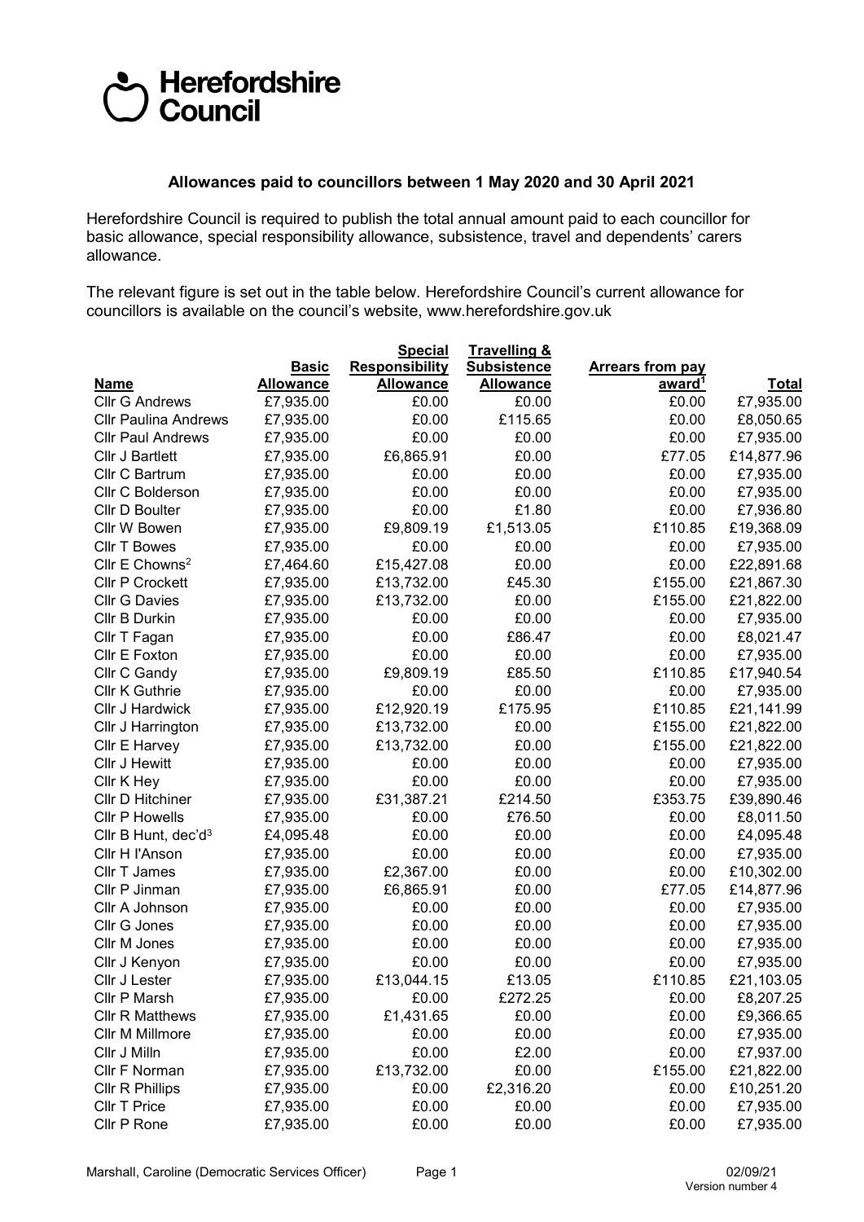Herefordshire Council

### Allowances paid to councillors between 1 May 2020 and 30 April 2021

Herefordshire Council is required to publish the total annual amount paid to each councillor for basic allowance, special responsibility allowance, subsistence, travel and dependents' carers allowance.

The relevant figure is set out in the table below. Herefordshire Council's current allowance for councillors is available on the council's website, www.herefordshire.gov.uk

| Name | Basic Allowance | Special Responsibility Allowance | Travelling & Subsistence Allowance | Arrears from pay award[1] | Total |
|---|---|---|---|---|---|
| Cllr G Andrews | £7,935.00 | £0.00 | £0.00 | £0.00 | £7,935.00 |
| Cllr Paulina Andrews | £7,935.00 | £0.00 | £115.65 | £0.00 | £8,050.65 |
| Cllr Paul Andrews | £7,935.00 | £0.00 | £0.00 | £0.00 | £7,935.00 |
| Cllr J Bartlett | £7,935.00 | £6,865.91 | £0.00 | £77.05 | £14,877.96 |
| Cllr C Bartrum | £7,935.00 | £0.00 | £0.00 | £0.00 | £7,935.00 |
| Cllr C Bolderson | £7,935.00 | £0.00 | £0.00 | £0.00 | £7,935.00 |
| Cllr D Boulter | £7,935.00 | £0.00 | £1.80 | £0.00 | £7,936.80 |
| Cllr W Bowen | £7,935.00 | £9,809.19 | £1,513.05 | £110.85 | £19,368.09 |
| Cllr T Bowes | £7,935.00 | £0.00 | £0.00 | £0.00 | £7,935.00 |
| Cllr E Chowns[2] | £7,464.60 | £15,427.08 | £0.00 | £0.00 | £22,891.68 |
| Cllr P Crockett | £7,935.00 | £13,732.00 | £45.30 | £155.00 | £21,867.30 |
| Cllr G Davies | £7,935.00 | £13,732.00 | £0.00 | £155.00 | £21,822.00 |
| Cllr B Durkin | £7,935.00 | £0.00 | £0.00 | £0.00 | £7,935.00 |
| Cllr T Fagan | £7,935.00 | £0.00 | £86.47 | £0.00 | £8,021.47 |
| Cllr E Foxton | £7,935.00 | £0.00 | £0.00 | £0.00 | £7,935.00 |
| Cllr C Gandy | £7,935.00 | £9,809.19 | £85.50 | £110.85 | £17,940.54 |
| Cllr K Guthrie | £7,935.00 | £0.00 | £0.00 | £0.00 | £7,935.00 |
| Cllr J Hardwick | £7,935.00 | £12,920.19 | £175.95 | £110.85 | £21,141.99 |
| Cllr J Harrington | £7,935.00 | £13,732.00 | £0.00 | £155.00 | £21,822.00 |
| Cllr E Harvey | £7,935.00 | £13,732.00 | £0.00 | £155.00 | £21,822.00 |
| Cllr J Hewitt | £7,935.00 | £0.00 | £0.00 | £0.00 | £7,935.00 |
| Cllr K Hey | £7,935.00 | £0.00 | £0.00 | £0.00 | £7,935.00 |
| Cllr D Hitchiner | £7,935.00 | £31,387.21 | £214.50 | £353.75 | £39,890.46 |
| Cllr P Howells | £7,935.00 | £0.00 | £76.50 | £0.00 | £8,011.50 |
| Cllr B Hunt, dec'd[3] | £4,095.48 | £0.00 | £0.00 | £0.00 | £4,095.48 |
| Cllr H I'Anson | £7,935.00 | £0.00 | £0.00 | £0.00 | £7,935.00 |
| Cllr T James | £7,935.00 | £2,367.00 | £0.00 | £0.00 | £10,302.00 |
| Cllr P Jinman | £7,935.00 | £6,865.91 | £0.00 | £77.05 | £14,877.96 |
| Cllr A Johnson | £7,935.00 | £0.00 | £0.00 | £0.00 | £7,935.00 |
| Cllr G Jones | £7,935.00 | £0.00 | £0.00 | £0.00 | £7,935.00 |
| Cllr M Jones | £7,935.00 | £0.00 | £0.00 | £0.00 | £7,935.00 |
| Cllr J Kenyon | £7,935.00 | £0.00 | £0.00 | £0.00 | £7,935.00 |
| Cllr J Lester | £7,935.00 | £13,044.15 | £13.05 | £110.85 | £21,103.05 |
| Cllr P Marsh | £7,935.00 | £0.00 | £272.25 | £0.00 | £8,207.25 |
| Cllr R Matthews | £7,935.00 | £1,431.65 | £0.00 | £0.00 | £9,366.65 |
| Cllr M Millmore | £7,935.00 | £0.00 | £0.00 | £0.00 | £7,935.00 |
| Cllr J Milln | £7,935.00 | £0.00 | £2.00 | £0.00 | £7,937.00 |
| Cllr F Norman | £7,935.00 | £13,732.00 | £0.00 | £155.00 | £21,822.00 |
| Cllr R Phillips | £7,935.00 | £0.00 | £2,316.20 | £0.00 | £10,251.20 |
| Cllr T Price | £7,935.00 | £0.00 | £0.00 | £0.00 | £7,935.00 |
| Cllr P Rone | £7,935.00 | £0.00 | £0.00 | £0.00 | £7,935.00 |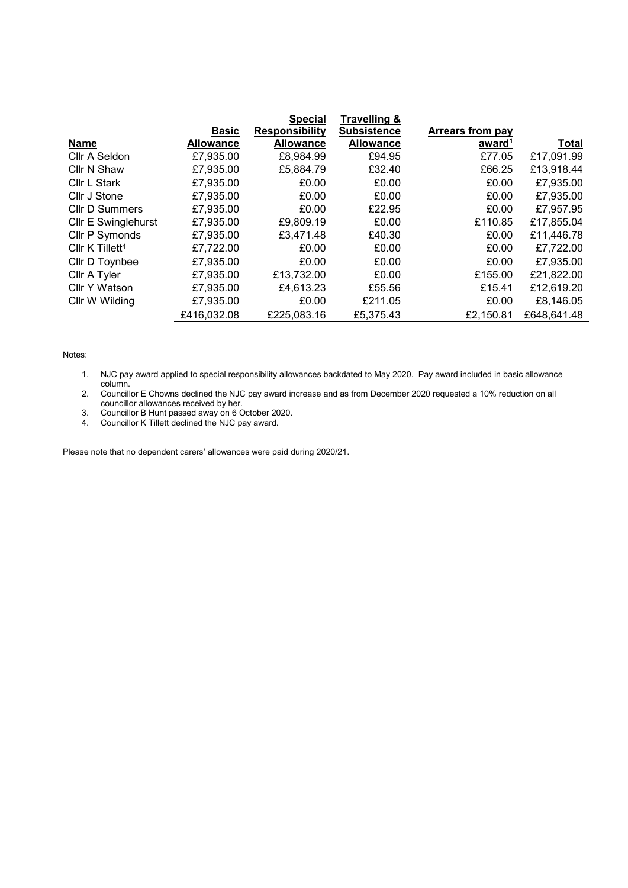| Name | Basic Allowance | Special Responsibility Allowance | Travelling & Subsistence Allowance | Arrears from pay award[1] | Total |
| --- | --- | --- | --- | --- | --- |
| Cllr A Seldon | £7,935.00 | £8,984.99 | £94.95 | £77.05 | £17,091.99 |
| Cllr N Shaw | £7,935.00 | £5,884.79 | £32.40 | £66.25 | £13,918.44 |
| Cllr L Stark | £7,935.00 | £0.00 | £0.00 | £0.00 | £7,935.00 |
| Cllr J Stone | £7,935.00 | £0.00 | £0.00 | £0.00 | £7,935.00 |
| Cllr D Summers | £7,935.00 | £0.00 | £22.95 | £0.00 | £7,957.95 |
| Cllr E Swinglehurst | £7,935.00 | £9,809.19 | £0.00 | £110.85 | £17,855.04 |
| Cllr P Symonds | £7,935.00 | £3,471.48 | £40.30 | £0.00 | £11,446.78 |
| Cllr K Tillett[4] | £7,722.00 | £0.00 | £0.00 | £0.00 | £7,722.00 |
| Cllr D Toynbee | £7,935.00 | £0.00 | £0.00 | £0.00 | £7,935.00 |
| Cllr A Tyler | £7,935.00 | £13,732.00 | £0.00 | £155.00 | £21,822.00 |
| Cllr Y Watson | £7,935.00 | £4,613.23 | £55.56 | £15.41 | £12,619.20 |
| Cllr W Wilding | £7,935.00 | £0.00 | £211.05 | £0.00 | £8,146.05 |
| | £416,032.08 | £225,083.16 | £5,375.43 | £2,150.81 | £648,641.48 |

Notes:

1. NJC pay award applied to special responsibility allowances backdated to May 2020. Pay award included in basic allowance column.
2. Councillor E Chowns declined the NJC pay award increase and as from December 2020 requested a 10% reduction on all councillor allowances received by her.
3. Councillor B Hunt passed away on 6 October 2020.
4. Councillor K Tillett declined the NJC pay award.

Please note that no dependent carers' allowances were paid during 2020/21.